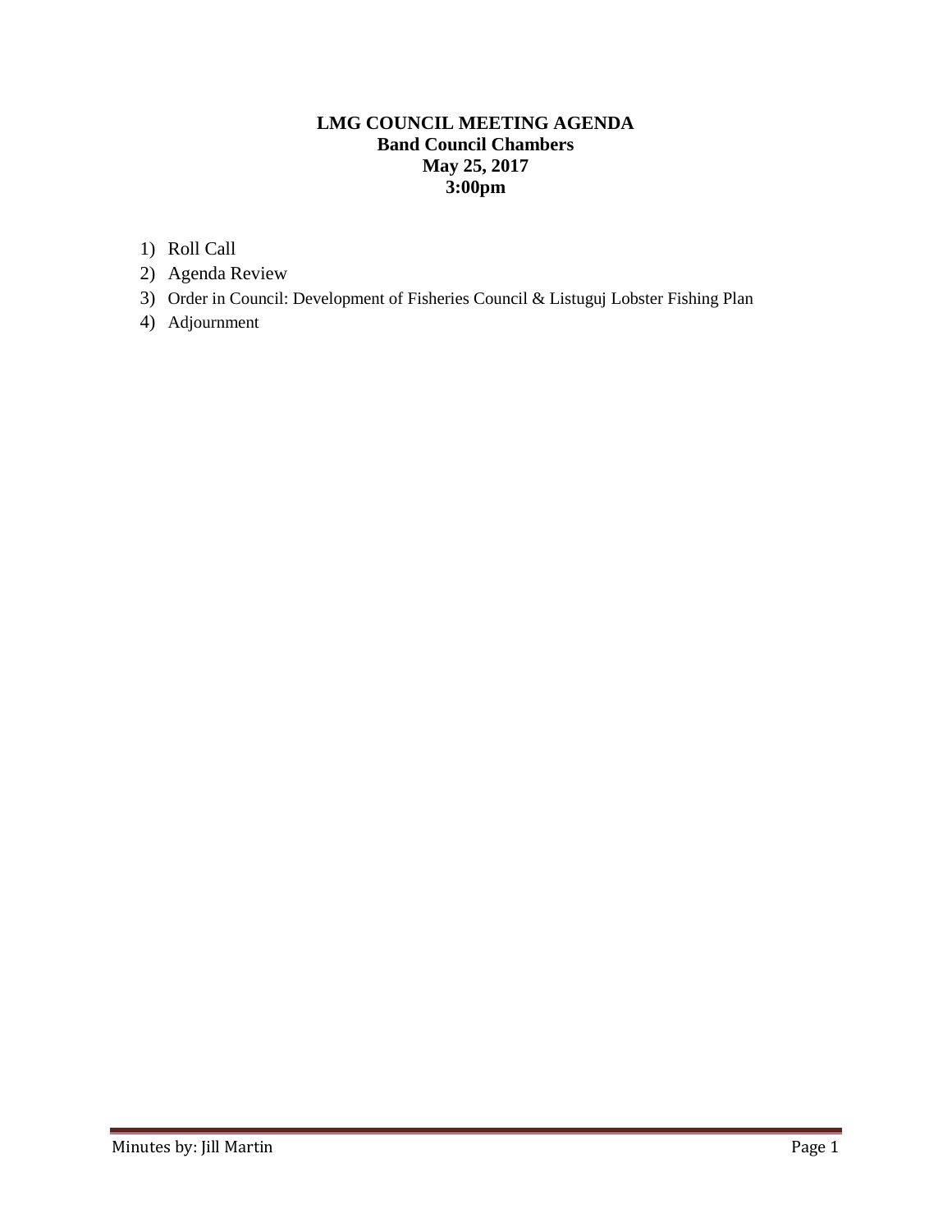# LMG COUNCIL MEETING AGENDA

**Band Council Chambers**

**May 25, 2017**

**3:00pm**

1) Roll Call
2) Agenda Review
3) Order in Council: Development of Fisheries Council & Listuguj Lobster Fishing Plan
4) Adjournment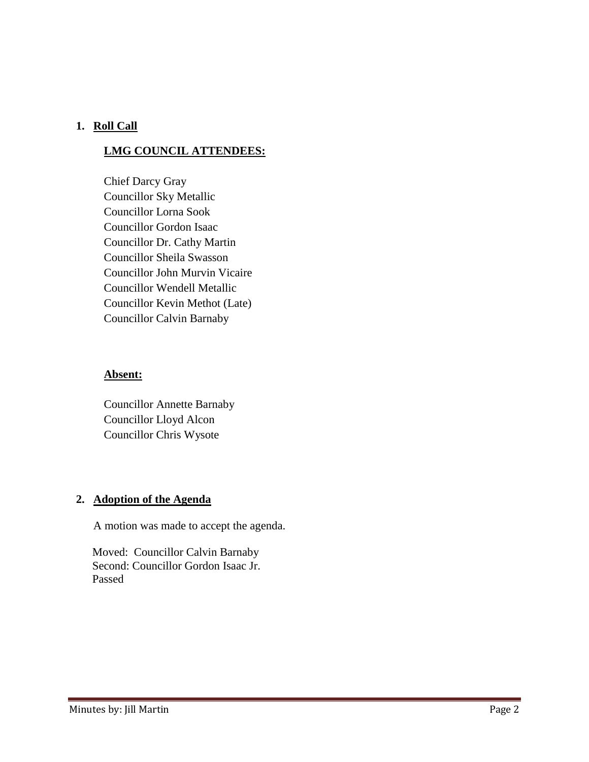1. **Roll Call**

**LMG COUNCIL ATTENDEES:**

Chief Darcy Gray
Councillor Sky Metallic
Councillor Lorna Sook
Councillor Gordon Isaac
Councillor Dr. Cathy Martin
Councillor Sheila Swasson
Councillor John Murvin Vicaire
Councillor Wendell Metallic
Councillor Kevin Methot (Late)
Councillor Calvin Barnaby

**Absent:**

Councillor Annette Barnaby
Councillor Lloyd Alcon
Councillor Chris Wysote

2. **Adoption of the Agenda**

A motion was made to accept the agenda.

Moved: Councillor Calvin Barnaby
Second: Councillor Gordon Isaac Jr.
Passed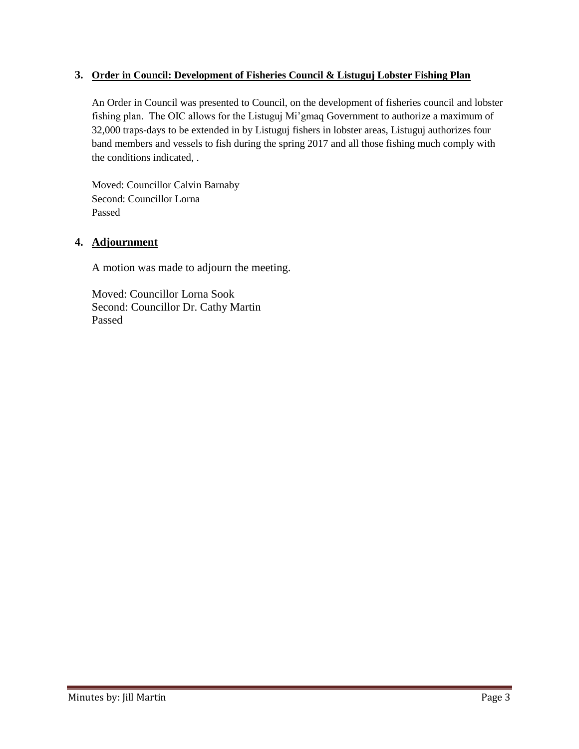## 3. Order in Council: Development of Fisheries Council & Listuguj Lobster Fishing Plan

An Order in Council was presented to Council, on the development of fisheries council and lobster fishing plan. The OIC allows for the Listuguj Mi'gmaq Government to authorize a maximum of 32,000 traps-days to be extended in by Listuguj fishers in lobster areas, Listuguj authorizes four band members and vessels to fish during the spring 2017 and all those fishing much comply with the conditions indicated, .

Moved: Councillor Calvin Barnaby
Second: Councillor Lorna
Passed

## 4. Adjournment

A motion was made to adjourn the meeting.

Moved: Councillor Lorna Sook
Second: Councillor Dr. Cathy Martin
Passed

Minutes by: Jill Martin